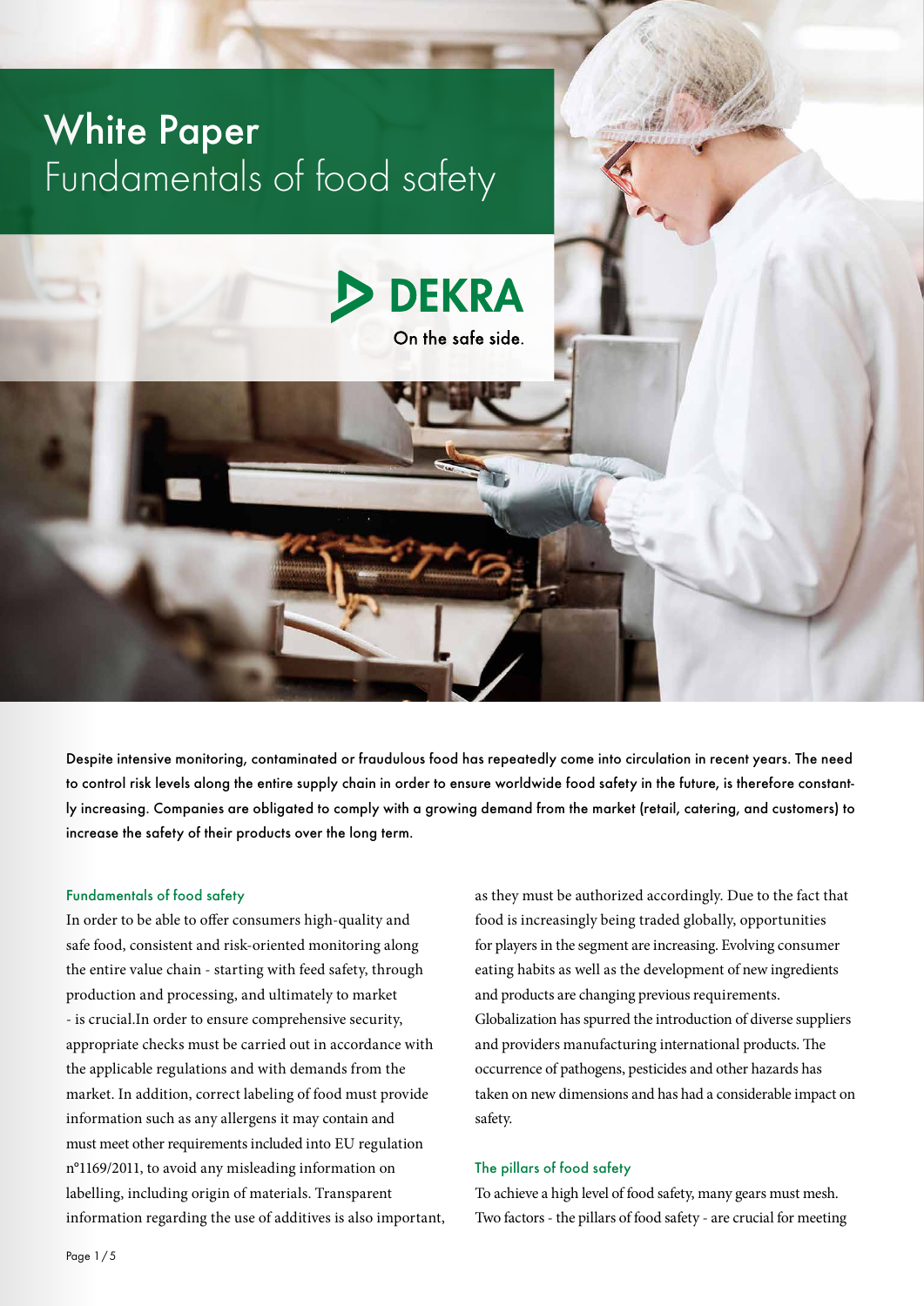# White Paper
## Fundamentals of food safety

DEKRA

On the safe side.

**Despite intensive monitoring, contaminated or fraudulous food has repeatedly come into circulation in recent years. The need to control risk levels along the entire supply chain in order to ensure worldwide food safety in the future, is therefore constantly increasing. Companies are obligated to comply with a growing demand from the market (retail, catering, and customers) to increase the safety of their products over the long term.**

### Fundamentals of food safety

In order to be able to offer consumers high-quality and safe food, consistent and risk-oriented monitoring along the entire value chain - starting with feed safety, through production and processing, and ultimately to market - is crucial.In order to ensure comprehensive security, appropriate checks must be carried out in accordance with the applicable regulations and with demands from the market. In addition, correct labeling of food must provide information such as any allergens it may contain and must meet other requirements included into EU regulation n°1169/2011, to avoid any misleading information on labelling, including origin of materials. Transparent information regarding the use of additives is also important, as they must be authorized accordingly. Due to the fact that food is increasingly being traded globally, opportunities for players in the segment are increasing. Evolving consumer eating habits as well as the development of new ingredients and products are changing previous requirements. Globalization has spurred the introduction of diverse suppliers and providers manufacturing international products. The occurrence of pathogens, pesticides and other hazards has taken on new dimensions and has had a considerable impact on safety.

### The pillars of food safety

To achieve a high level of food safety, many gears must mesh. Two factors - the pillars of food safety - are crucial for meeting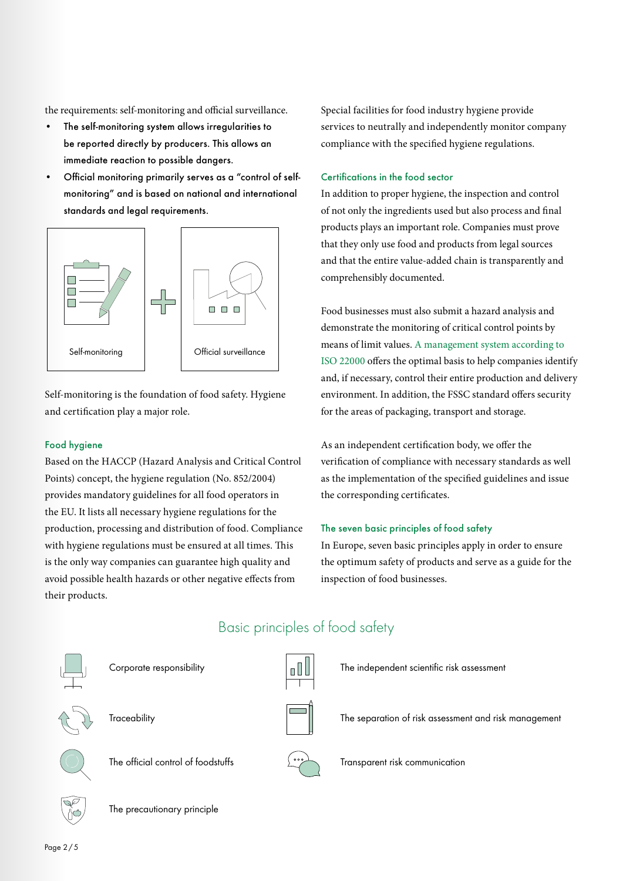the requirements: self-monitoring and official surveillance.

- The self-monitoring system allows irregularities to be reported directly by producers. This allows an immediate reaction to possible dangers.
- Official monitoring primarily serves as a "control of self-monitoring" and is based on national and international standards and legal requirements.

Self-monitoring + Official surveillance

Self-monitoring is the foundation of food safety. Hygiene and certification play a major role.

### Food hygiene

Based on the HACCP (Hazard Analysis and Critical Control Points) concept, the hygiene regulation (No. 852/2004) provides mandatory guidelines for all food operators in the EU. It lists all necessary hygiene regulations for the production, processing and distribution of food. Compliance with hygiene regulations must be ensured at all times. This is the only way companies can guarantee high quality and avoid possible health hazards or other negative effects from their products.

Special facilities for food industry hygiene provide services to neutrally and independently monitor company compliance with the specified hygiene regulations.

### Certifications in the food sector

In addition to proper hygiene, the inspection and control of not only the ingredients used but also process and final products plays an important role. Companies must prove that they only use food and products from legal sources and that the entire value-added chain is transparently and comprehensibly documented.

Food businesses must also submit a hazard analysis and demonstrate the monitoring of critical control points by means of limit values. A management system according to ISO 22000 offers the optimal basis to help companies identify and, if necessary, control their entire production and delivery environment. In addition, the FSSC standard offers security for the areas of packaging, transport and storage.

As an independent certification body, we offer the verification of compliance with necessary standards as well as the implementation of the specified guidelines and issue the corresponding certificates.

### The seven basic principles of food safety

In Europe, seven basic principles apply in order to ensure the optimum safety of products and serve as a guide for the inspection of food businesses.

## Basic principles of food safety

- Corporate responsibility
- Traceability
- The official control of foodstuffs
- The precautionary principle
- The independent scientific risk assessment
- The separation of risk assessment and risk management
- Transparent risk communication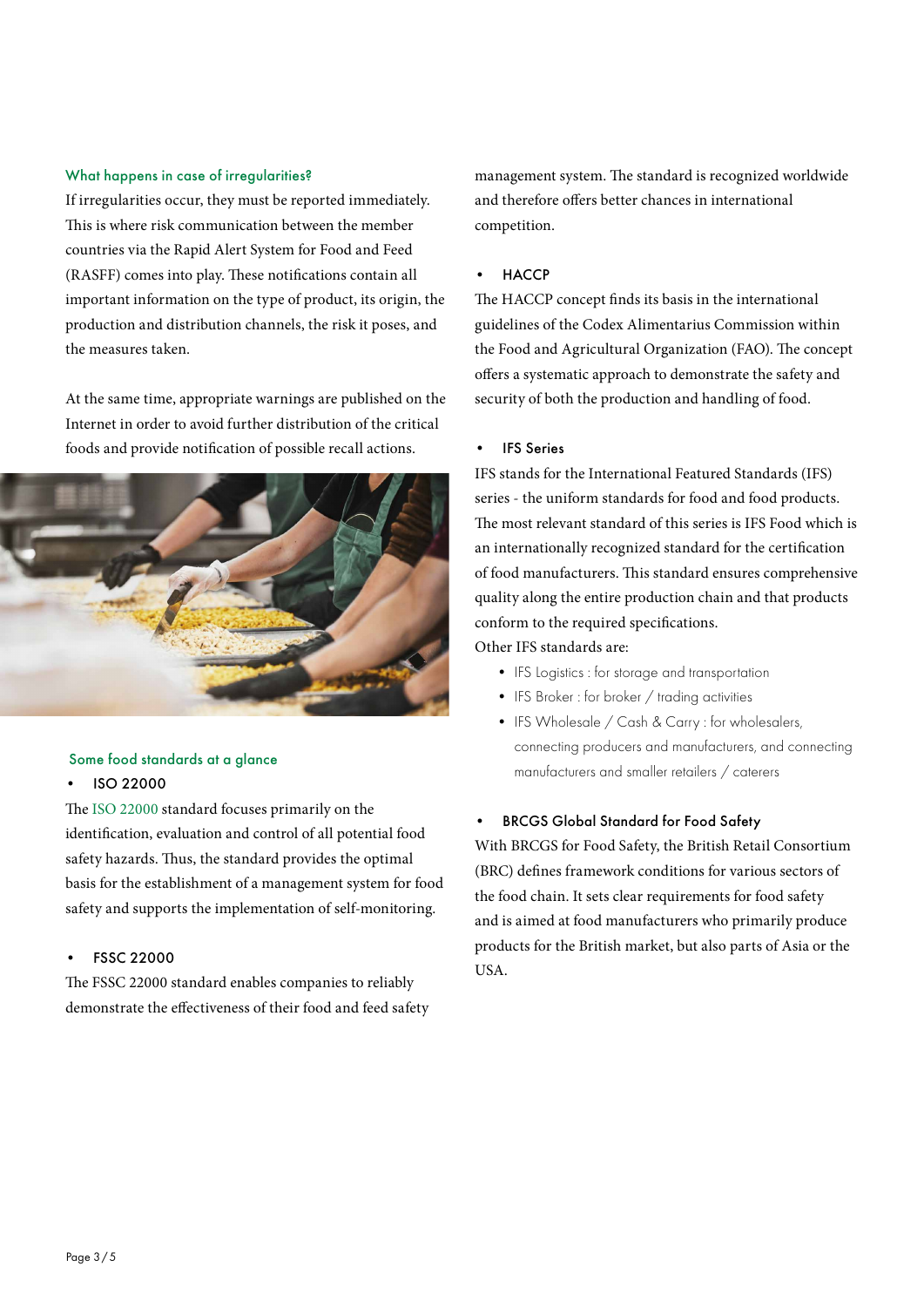### What happens in case of irregularities?

If irregularities occur, they must be reported immediately. This is where risk communication between the member countries via the Rapid Alert System for Food and Feed (RASFF) comes into play. These notifications contain all important information on the type of product, its origin, the production and distribution channels, the risk it poses, and the measures taken.

At the same time, appropriate warnings are published on the Internet in order to avoid further distribution of the critical foods and provide notification of possible recall actions.

### Some food standards at a glance

- **ISO 22000**

The ISO 22000 standard focuses primarily on the identification, evaluation and control of all potential food safety hazards. Thus, the standard provides the optimal basis for the establishment of a management system for food safety and supports the implementation of self-monitoring.

- **FSSC 22000**

The FSSC 22000 standard enables companies to reliably demonstrate the effectiveness of their food and feed safety management system. The standard is recognized worldwide and therefore offers better chances in international competition.

- **HACCP**

The HACCP concept finds its basis in the international guidelines of the Codex Alimentarius Commission within the Food and Agricultural Organization (FAO). The concept offers a systematic approach to demonstrate the safety and security of both the production and handling of food.

- **IFS Series**

IFS stands for the International Featured Standards (IFS) series - the uniform standards for food and food products. The most relevant standard of this series is IFS Food which is an internationally recognized standard for the certification of food manufacturers. This standard ensures comprehensive quality along the entire production chain and that products conform to the required specifications.

Other IFS standards are:

- IFS Logistics : for storage and transportation
- IFS Broker : for broker / trading activities
- IFS Wholesale / Cash & Carry : for wholesalers, connecting producers and manufacturers, and connecting manufacturers and smaller retailers / caterers

- **BRCGS Global Standard for Food Safety**

With BRCGS for Food Safety, the British Retail Consortium (BRC) defines framework conditions for various sectors of the food chain. It sets clear requirements for food safety and is aimed at food manufacturers who primarily produce products for the British market, but also parts of Asia or the USA.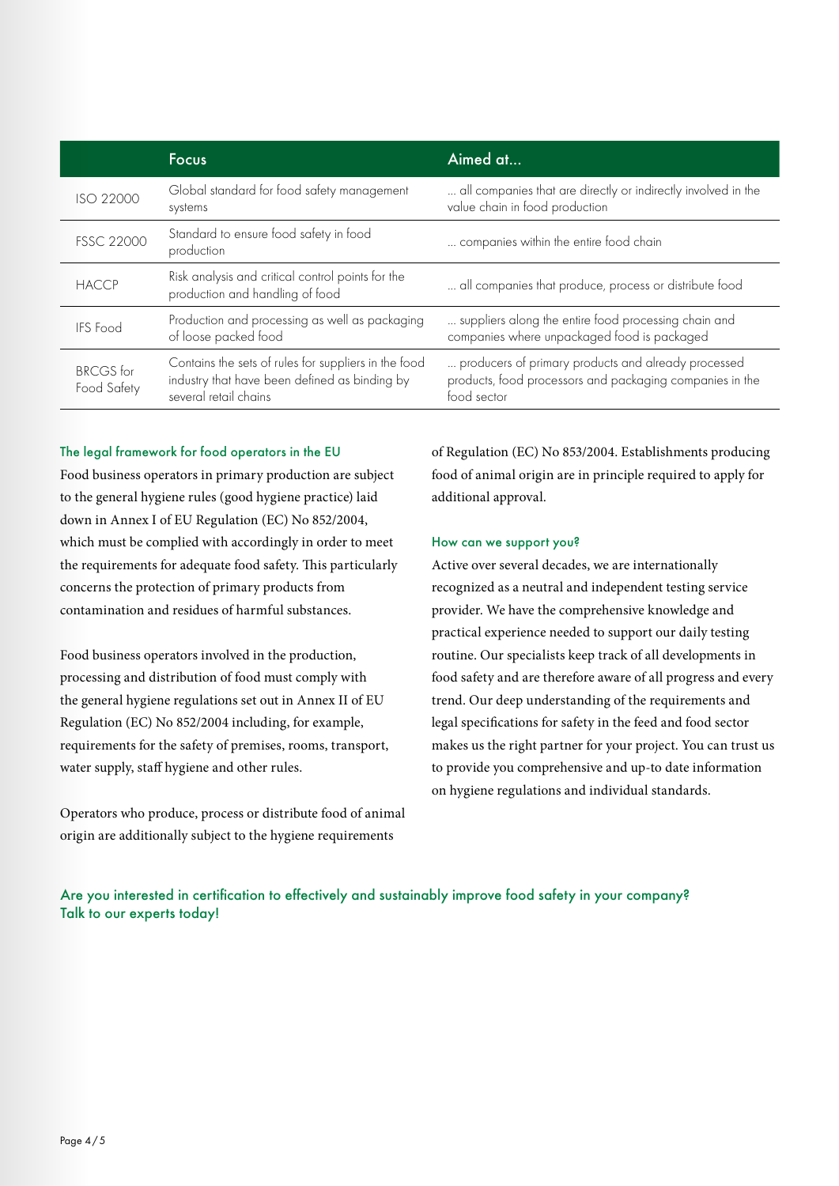| | Focus | Aimed at... |
|---|---|---|
| ISO 22000 | Global standard for food safety management systems | ... all companies that are directly or indirectly involved in the value chain in food production |
| FSSC 22000 | Standard to ensure food safety in food production | ... companies within the entire food chain |
| HACCP | Risk analysis and critical control points for the production and handling of food | ... all companies that produce, process or distribute food |
| IFS Food | Production and processing as well as packaging of loose packed food | ... suppliers along the entire food processing chain and companies where unpackaged food is packaged |
| BRCGS for Food Safety | Contains the sets of rules for suppliers in the food industry that have been defined as binding by several retail chains | ... producers of primary products and already processed products, food processors and packaging companies in the food sector |

### The legal framework for food operators in the EU

Food business operators in primary production are subject to the general hygiene rules (good hygiene practice) laid down in Annex I of EU Regulation (EC) No 852/2004, which must be complied with accordingly in order to meet the requirements for adequate food safety. This particularly concerns the protection of primary products from contamination and residues of harmful substances.

Food business operators involved in the production, processing and distribution of food must comply with the general hygiene regulations set out in Annex II of EU Regulation (EC) No 852/2004 including, for example, requirements for the safety of premises, rooms, transport, water supply, staff hygiene and other rules.

Operators who produce, process or distribute food of animal origin are additionally subject to the hygiene requirements of Regulation (EC) No 853/2004. Establishments producing food of animal origin are in principle required to apply for additional approval.

### How can we support you?

Active over several decades, we are internationally recognized as a neutral and independent testing service provider. We have the comprehensive knowledge and practical experience needed to support our daily testing routine. Our specialists keep track of all developments in food safety and are therefore aware of all progress and every trend. Our deep understanding of the requirements and legal specifications for safety in the feed and food sector makes us the right partner for your project. You can trust us to provide you comprehensive and up-to date information on hygiene regulations and individual standards.

**Are you interested in certification to effectively and sustainably improve food safety in your company? Talk to our experts today!**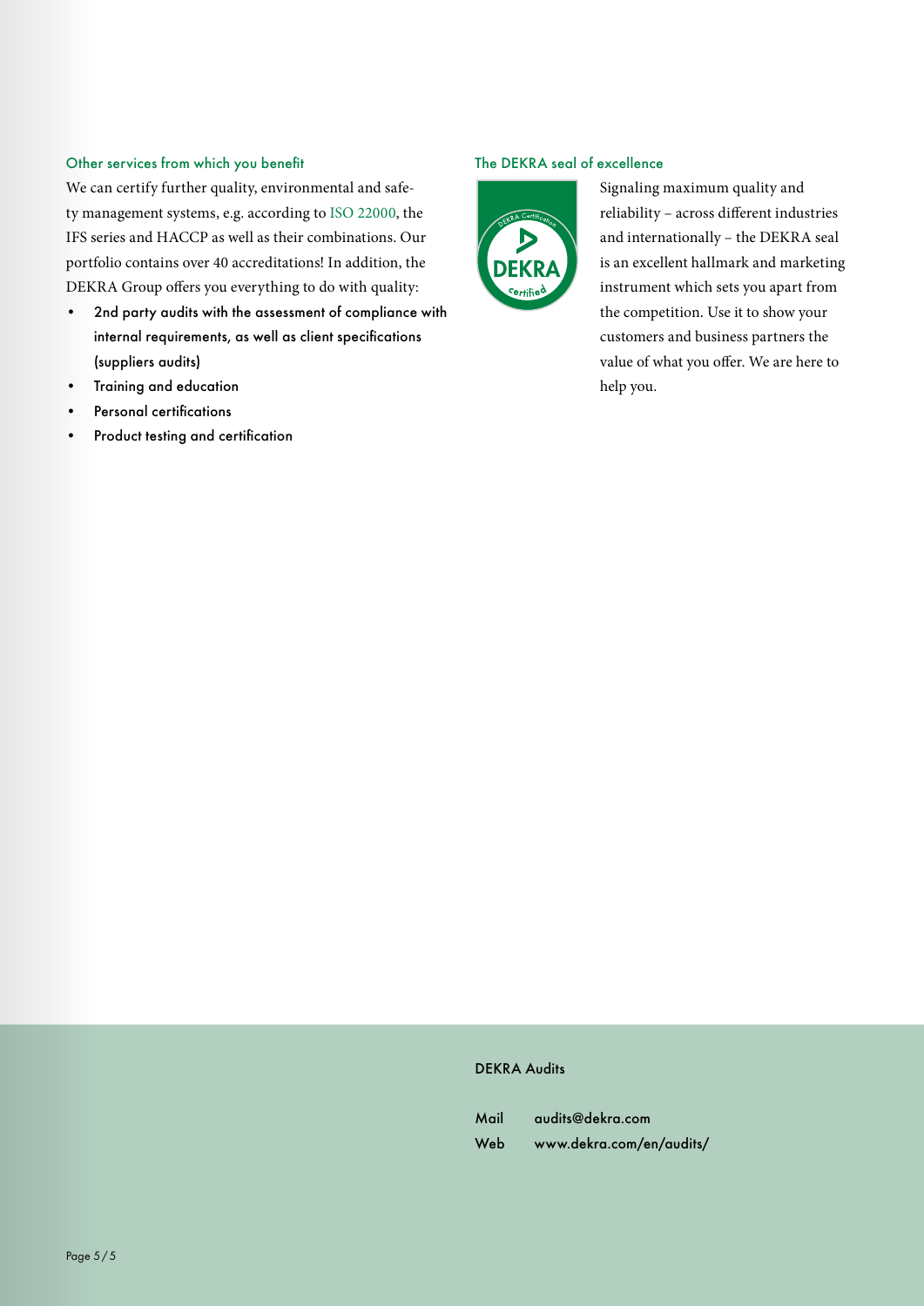### Other services from which you benefit

We can certify further quality, environmental and safety management systems, e.g. according to ISO 22000, the IFS series and HACCP as well as their combinations. Our portfolio contains over 40 accreditations! In addition, the DEKRA Group offers you everything to do with quality:

- 2nd party audits with the assessment of compliance with internal requirements, as well as client specifications (suppliers audits)
- Training and education
- Personal certifications
- Product testing and certification

### The DEKRA seal of excellence

Signaling maximum quality and reliability – across different industries and internationally – the DEKRA seal is an excellent hallmark and marketing instrument which sets you apart from the competition. Use it to show your customers and business partners the value of what you offer. We are here to help you.

DEKRA Audits

Mail audits@dekra.com
Web www.dekra.com/en/audits/